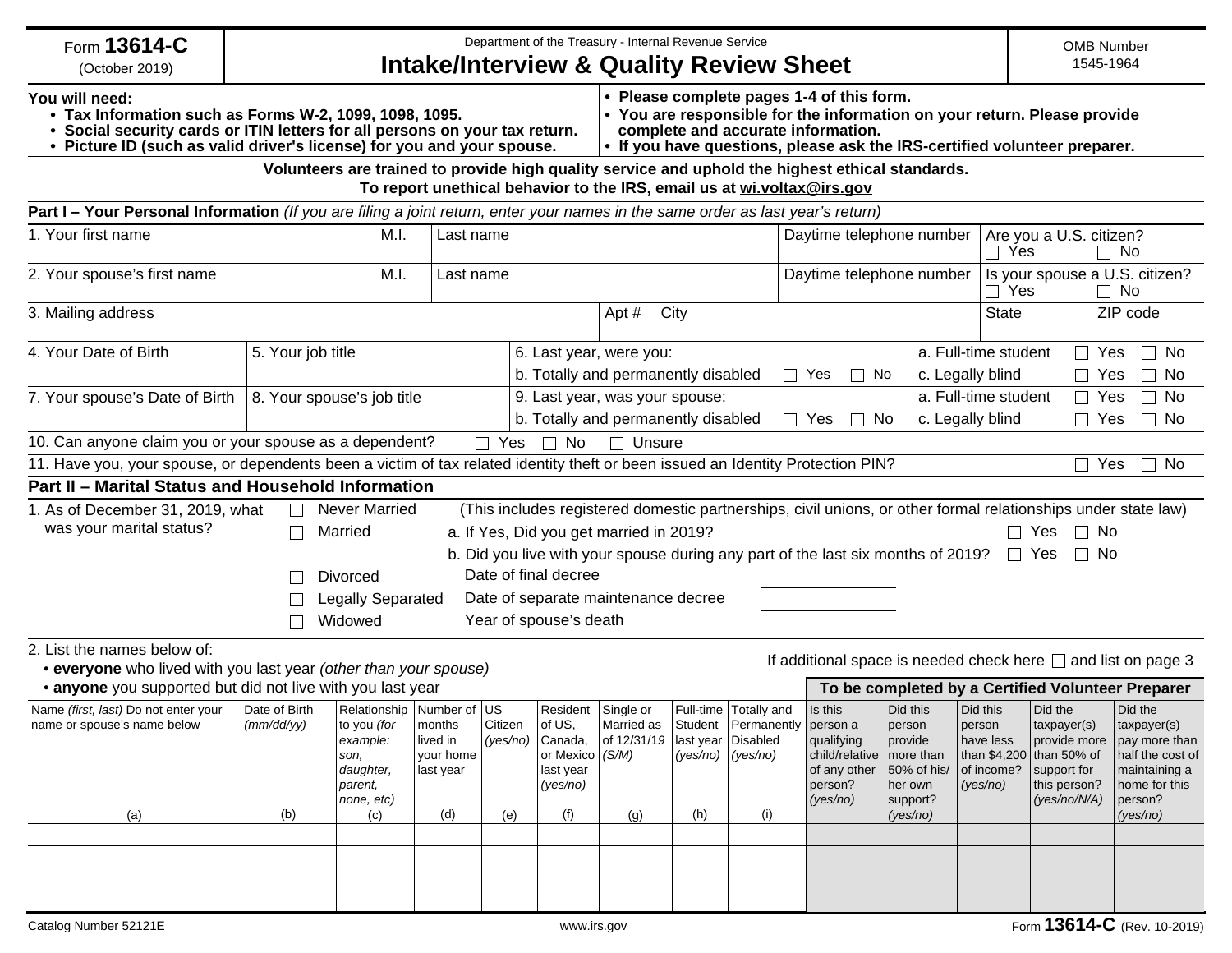Form **13614-C** (October 2019)

Department of the Treasury - Internal Revenue Service

# Intake/Interview & Quality Review Sheet

OMB Number 1545-1964

**You will need:**
- **Tax Information such as Forms W-2, 1099, 1098, 1095.**
- **Social security cards or ITIN letters for all persons on your tax return.**
- **Picture ID (such as valid driver's license) for you and your spouse.**

- **Please complete pages 1-4 of this form.**
- **You are responsible for the information on your return. Please provide complete and accurate information.**
- **If you have questions, please ask the IRS-certified volunteer preparer.**

**Volunteers are trained to provide high quality service and uphold the highest ethical standards.**
**To report unethical behavior to the IRS, email us at wi.voltax@irs.gov**

## Part I – Your Personal Information *(If you are filing a joint return, enter your names in the same order as last year's return)*

| 1. Your first name | M.I. | Last name | Daytime telephone number | Are you a U.S. citizen? ☐ Yes ☐ No |
|---|---|---|---|---|
| 2. Your spouse's first name | M.I. | Last name | Daytime telephone number | Is your spouse a U.S. citizen? ☐ Yes ☐ No |

| 3. Mailing address | Apt # | City | State | ZIP code |
|---|---|---|---|---|

| 4. Your Date of Birth | 5. Your job title | 6. Last year, were you: | a. Full-time student ☐ Yes ☐ No |
|---|---|---|---|
| | | b. Totally and permanently disabled ☐ Yes ☐ No | c. Legally blind ☐ Yes ☐ No |
| 7. Your spouse's Date of Birth | 8. Your spouse's job title | 9. Last year, was your spouse: | a. Full-time student ☐ Yes ☐ No |
| | | b. Totally and permanently disabled ☐ Yes ☐ No | c. Legally blind ☐ Yes ☐ No |

10. Can anyone claim you or your spouse as a dependent? ☐ Yes ☐ No ☐ Unsure

11. Have you, your spouse, or dependents been a victim of tax related identity theft or been issued an Identity Protection PIN? ☐ Yes ☐ No

## Part II – Marital Status and Household Information

1. As of December 31, 2019, what was your marital status?

- ☐ Never Married (This includes registered domestic partnerships, civil unions, or other formal relationships under state law)
- ☐ Married
  - a. If Yes, Did you get married in 2019? ☐ Yes ☐ No
  - b. Did you live with your spouse during any part of the last six months of 2019? ☐ Yes ☐ No
- ☐ Divorced — Date of final decree ____________
- ☐ Legally Separated — Date of separate maintenance decree ____________
- ☐ Widowed — Year of spouse's death ____________

2. List the names below of:
- **everyone** who lived with you last year *(other than your spouse)*
- **anyone** you supported but did not live with you last year

If additional space is needed check here ☐ and list on page 3

| | | | | | | | | | **To be completed by a Certified Volunteer Preparer** | | | | |
|---|---|---|---|---|---|---|---|---|---|---|---|---|---|
| Name *(first, last)* Do not enter your name or spouse's name below (a) | Date of Birth *(mm/dd/yy)* (b) | Relationship to you *(for example: son, daughter, parent, none, etc)* (c) | Number of months lived in your home last year (d) | US Citizen *(yes/no)* (e) | Resident of US, Canada, or Mexico last year *(yes/no)* (f) | Single or Married as of 12/31/19 *(S/M)* (g) | Full-time Student last year *(yes/no)* (h) | Totally and Permanently Disabled *(yes/no)* (i) | Is this person a qualifying child/relative of any other person? *(yes/no)* | Did this person provide more than 50% of his/ her own support? *(yes/no)* | Did this person have less than $4,200 of income? *(yes/no)* | Did the taxpayer(s) provide more than 50% of support for this person? *(yes/no/N/A)* | Did the taxpayer(s) pay more than half the cost of maintaining a home for this person? *(yes/no)* |
| | | | | | | | | | | | | | |
| | | | | | | | | | | | | | |
| | | | | | | | | | | | | | |
| | | | | | | | | | | | | | |

Catalog Number 52121E    www.irs.gov    Form **13614-C** (Rev. 10-2019)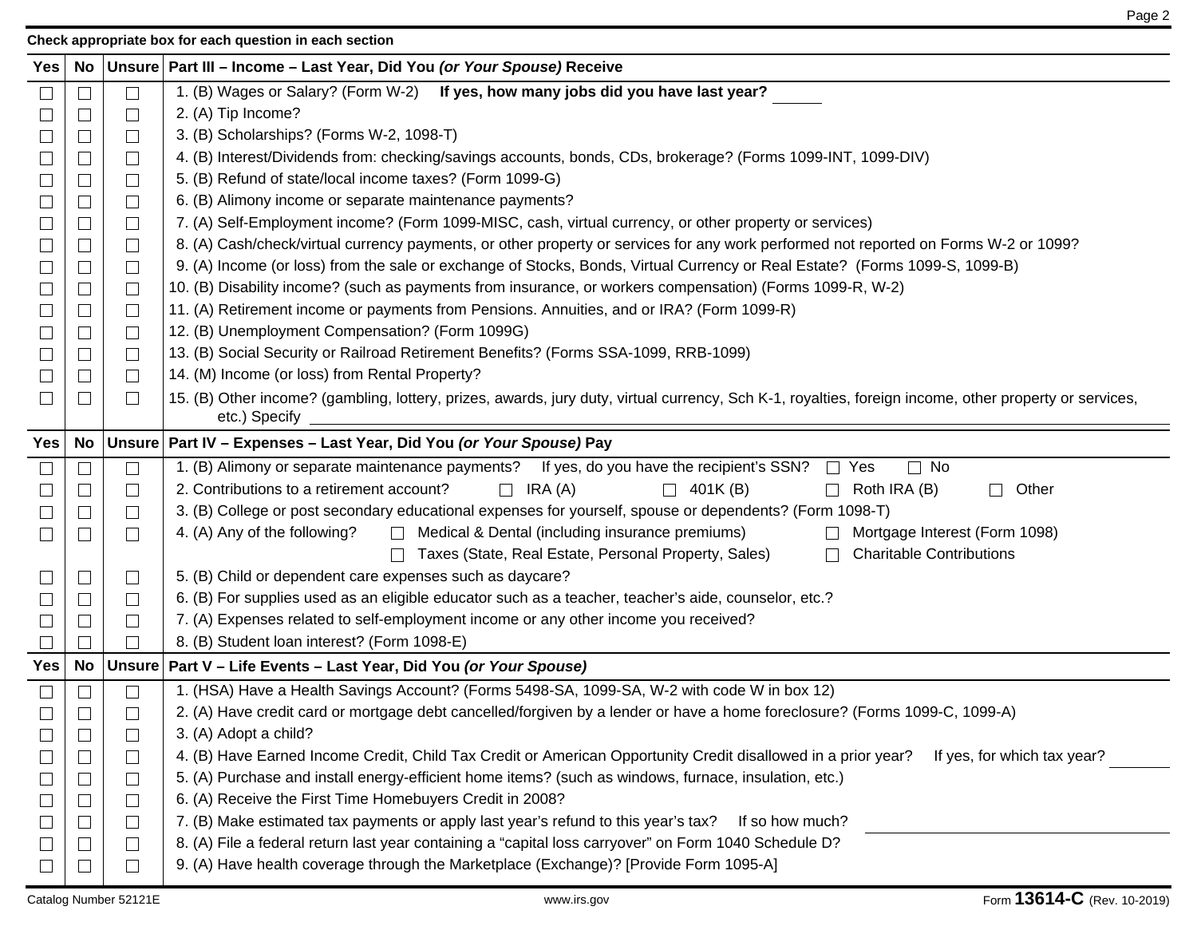**Check appropriate box for each question in each section**

| Yes | No | Unsure | Part III – Income – Last Year, Did You *(or Your Spouse)* Receive |
|---|---|---|---|
| ☐ | ☐ | ☐ | 1. (B) Wages or Salary? (Form W-2) **If yes, how many jobs did you have last year?** ______ |
| ☐ | ☐ | ☐ | 2. (A) Tip Income? |
| ☐ | ☐ | ☐ | 3. (B) Scholarships? (Forms W-2, 1098-T) |
| ☐ | ☐ | ☐ | 4. (B) Interest/Dividends from: checking/savings accounts, bonds, CDs, brokerage? (Forms 1099-INT, 1099-DIV) |
| ☐ | ☐ | ☐ | 5. (B) Refund of state/local income taxes? (Form 1099-G) |
| ☐ | ☐ | ☐ | 6. (B) Alimony income or separate maintenance payments? |
| ☐ | ☐ | ☐ | 7. (A) Self-Employment income? (Form 1099-MISC, cash, virtual currency, or other property or services) |
| ☐ | ☐ | ☐ | 8. (A) Cash/check/virtual currency payments, or other property or services for any work performed not reported on Forms W-2 or 1099? |
| ☐ | ☐ | ☐ | 9. (A) Income (or loss) from the sale or exchange of Stocks, Bonds, Virtual Currency or Real Estate? (Forms 1099-S, 1099-B) |
| ☐ | ☐ | ☐ | 10. (B) Disability income? (such as payments from insurance, or workers compensation) (Forms 1099-R, W-2) |
| ☐ | ☐ | ☐ | 11. (A) Retirement income or payments from Pensions. Annuities, and or IRA? (Form 1099-R) |
| ☐ | ☐ | ☐ | 12. (B) Unemployment Compensation? (Form 1099G) |
| ☐ | ☐ | ☐ | 13. (B) Social Security or Railroad Retirement Benefits? (Forms SSA-1099, RRB-1099) |
| ☐ | ☐ | ☐ | 14. (M) Income (or loss) from Rental Property? |
| ☐ | ☐ | ☐ | 15. (B) Other income? (gambling, lottery, prizes, awards, jury duty, virtual currency, Sch K-1, royalties, foreign income, other property or services, etc.) Specify ______ |

| Yes | No | Unsure | Part IV – Expenses – Last Year, Did You *(or Your Spouse)* Pay |
|---|---|---|---|
| ☐ | ☐ | ☐ | 1. (B) Alimony or separate maintenance payments? If yes, do you have the recipient's SSN? ☐ Yes ☐ No |
| ☐ | ☐ | ☐ | 2. Contributions to a retirement account? ☐ IRA (A) ☐ 401K (B) ☐ Roth IRA (B) ☐ Other |
| ☐ | ☐ | ☐ | 3. (B) College or post secondary educational expenses for yourself, spouse or dependents? (Form 1098-T) |
| ☐ | ☐ | ☐ | 4. (A) Any of the following? ☐ Medical & Dental (including insurance premiums) ☐ Mortgage Interest (Form 1098) ☐ Taxes (State, Real Estate, Personal Property, Sales) ☐ Charitable Contributions |
| ☐ | ☐ | ☐ | 5. (B) Child or dependent care expenses such as daycare? |
| ☐ | ☐ | ☐ | 6. (B) For supplies used as an eligible educator such as a teacher, teacher's aide, counselor, etc.? |
| ☐ | ☐ | ☐ | 7. (A) Expenses related to self-employment income or any other income you received? |
| ☐ | ☐ | ☐ | 8. (B) Student loan interest? (Form 1098-E) |

| Yes | No | Unsure | Part V – Life Events – Last Year, Did You *(or Your Spouse)* |
|---|---|---|---|
| ☐ | ☐ | ☐ | 1. (HSA) Have a Health Savings Account? (Forms 5498-SA, 1099-SA, W-2 with code W in box 12) |
| ☐ | ☐ | ☐ | 2. (A) Have credit card or mortgage debt cancelled/forgiven by a lender or have a home foreclosure? (Forms 1099-C, 1099-A) |
| ☐ | ☐ | ☐ | 3. (A) Adopt a child? |
| ☐ | ☐ | ☐ | 4. (B) Have Earned Income Credit, Child Tax Credit or American Opportunity Credit disallowed in a prior year? If yes, for which tax year? ______ |
| ☐ | ☐ | ☐ | 5. (A) Purchase and install energy-efficient home items? (such as windows, furnace, insulation, etc.) |
| ☐ | ☐ | ☐ | 6. (A) Receive the First Time Homebuyers Credit in 2008? |
| ☐ | ☐ | ☐ | 7. (B) Make estimated tax payments or apply last year's refund to this year's tax? If so how much? ______ |
| ☐ | ☐ | ☐ | 8. (A) File a federal return last year containing a "capital loss carryover" on Form 1040 Schedule D? |
| ☐ | ☐ | ☐ | 9. (A) Have health coverage through the Marketplace (Exchange)? [Provide Form 1095-A] |

Catalog Number 52121E www.irs.gov Form **13614-C** (Rev. 10-2019)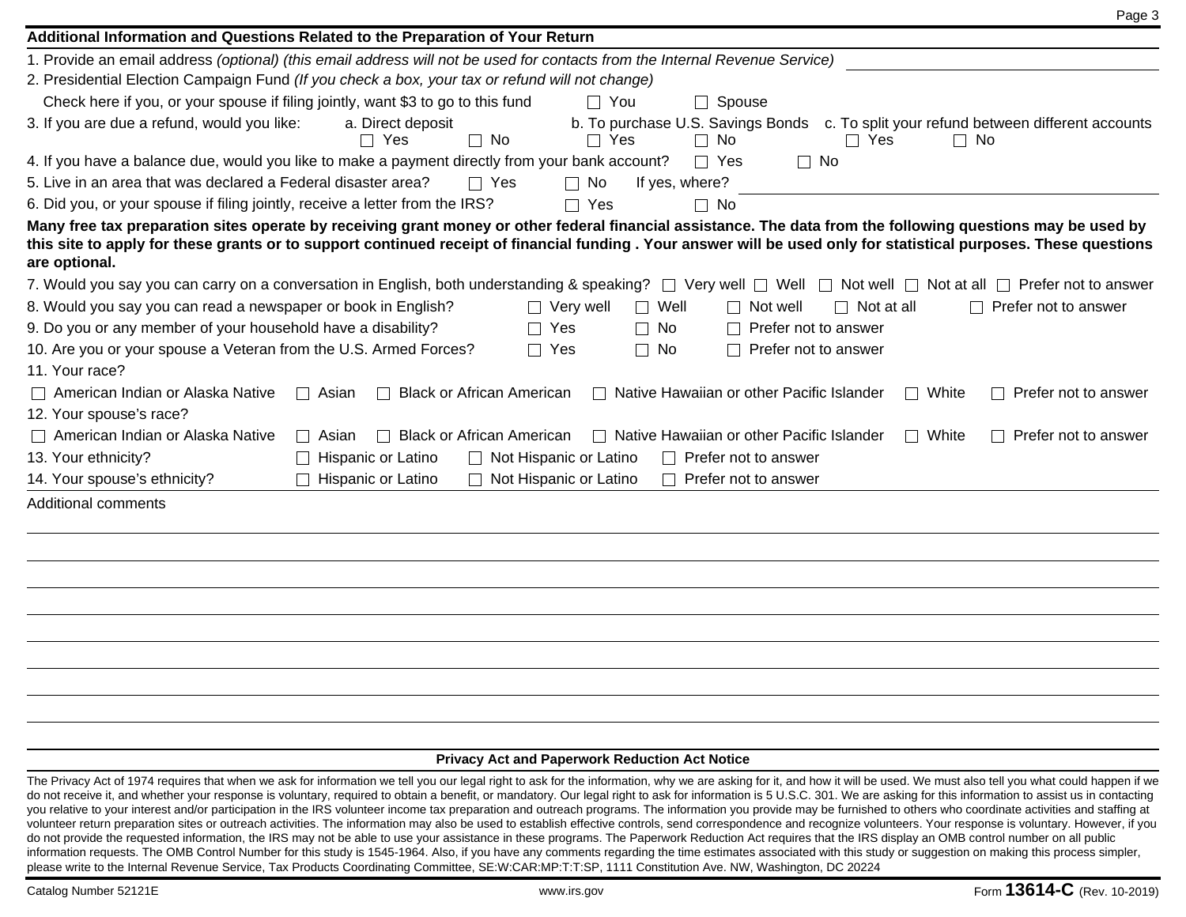## Additional Information and Questions Related to the Preparation of Your Return

1. Provide an email address *(optional) (this email address will not be used for contacts from the Internal Revenue Service)* \_\_\_\_\_\_\_\_\_\_\_\_\_\_\_\_

2. Presidential Election Campaign Fund *(If you check a box, your tax or refund will not change)*
   Check here if you, or your spouse if filing jointly, want $3 to go to this fund ☐ You ☐ Spouse

3. If you are due a refund, would you like: a. Direct deposit ☐ Yes ☐ No b. To purchase U.S. Savings Bonds ☐ Yes ☐ No c. To split your refund between different accounts ☐ Yes ☐ No

4. If you have a balance due, would you like to make a payment directly from your bank account? ☐ Yes ☐ No

5. Live in an area that was declared a Federal disaster area? ☐ Yes ☐ No If yes, where? \_\_\_\_\_\_\_\_\_\_\_\_\_\_\_\_

6. Did you, or your spouse if filing jointly, receive a letter from the IRS? ☐ Yes ☐ No

**Many free tax preparation sites operate by receiving grant money or other federal financial assistance. The data from the following questions may be used by this site to apply for these grants or to support continued receipt of financial funding . Your answer will be used only for statistical purposes. These questions are optional.**

7. Would you say you can carry on a conversation in English, both understanding & speaking? ☐ Very well ☐ Well ☐ Not well ☐ Not at all ☐ Prefer not to answer

8. Would you say you can read a newspaper or book in English? ☐ Very well ☐ Well ☐ Not well ☐ Not at all ☐ Prefer not to answer

9. Do you or any member of your household have a disability? ☐ Yes ☐ No ☐ Prefer not to answer

10. Are you or your spouse a Veteran from the U.S. Armed Forces? ☐ Yes ☐ No ☐ Prefer not to answer

11. Your race?
☐ American Indian or Alaska Native ☐ Asian ☐ Black or African American ☐ Native Hawaiian or other Pacific Islander ☐ White ☐ Prefer not to answer

12. Your spouse's race?
☐ American Indian or Alaska Native ☐ Asian ☐ Black or African American ☐ Native Hawaiian or other Pacific Islander ☐ White ☐ Prefer not to answer

13. Your ethnicity? ☐ Hispanic or Latino ☐ Not Hispanic or Latino ☐ Prefer not to answer

14. Your spouse's ethnicity? ☐ Hispanic or Latino ☐ Not Hispanic or Latino ☐ Prefer not to answer

Additional comments

\_\_\_\_\_\_\_\_\_\_\_\_\_\_\_\_\_\_\_\_\_\_\_\_\_\_\_\_\_\_\_\_

\_\_\_\_\_\_\_\_\_\_\_\_\_\_\_\_\_\_\_\_\_\_\_\_\_\_\_\_\_\_\_\_

\_\_\_\_\_\_\_\_\_\_\_\_\_\_\_\_\_\_\_\_\_\_\_\_\_\_\_\_\_\_\_\_

\_\_\_\_\_\_\_\_\_\_\_\_\_\_\_\_\_\_\_\_\_\_\_\_\_\_\_\_\_\_\_\_

\_\_\_\_\_\_\_\_\_\_\_\_\_\_\_\_\_\_\_\_\_\_\_\_\_\_\_\_\_\_\_\_

\_\_\_\_\_\_\_\_\_\_\_\_\_\_\_\_\_\_\_\_\_\_\_\_\_\_\_\_\_\_\_\_

\_\_\_\_\_\_\_\_\_\_\_\_\_\_\_\_\_\_\_\_\_\_\_\_\_\_\_\_\_\_\_\_

\_\_\_\_\_\_\_\_\_\_\_\_\_\_\_\_\_\_\_\_\_\_\_\_\_\_\_\_\_\_\_\_

### Privacy Act and Paperwork Reduction Act Notice

The Privacy Act of 1974 requires that when we ask for information we tell you our legal right to ask for the information, why we are asking for it, and how it will be used. We must also tell you what could happen if we do not receive it, and whether your response is voluntary, required to obtain a benefit, or mandatory. Our legal right to ask for information is 5 U.S.C. 301. We are asking for this information to assist us in contacting you relative to your interest and/or participation in the IRS volunteer income tax preparation and outreach programs. The information you provide may be furnished to others who coordinate activities and staffing at volunteer return preparation sites or outreach activities. The information may also be used to establish effective controls, send correspondence and recognize volunteers. Your response is voluntary. However, if you do not provide the requested information, the IRS may not be able to use your assistance in these programs. The Paperwork Reduction Act requires that the IRS display an OMB control number on all public information requests. The OMB Control Number for this study is 1545-1964. Also, if you have any comments regarding the time estimates associated with this study or suggestion on making this process simpler, please write to the Internal Revenue Service, Tax Products Coordinating Committee, SE:W:CAR:MP:T:T:SP, 1111 Constitution Ave. NW, Washington, DC 20224

Catalog Number 52121E www.irs.gov Form **13614-C** (Rev. 10-2019)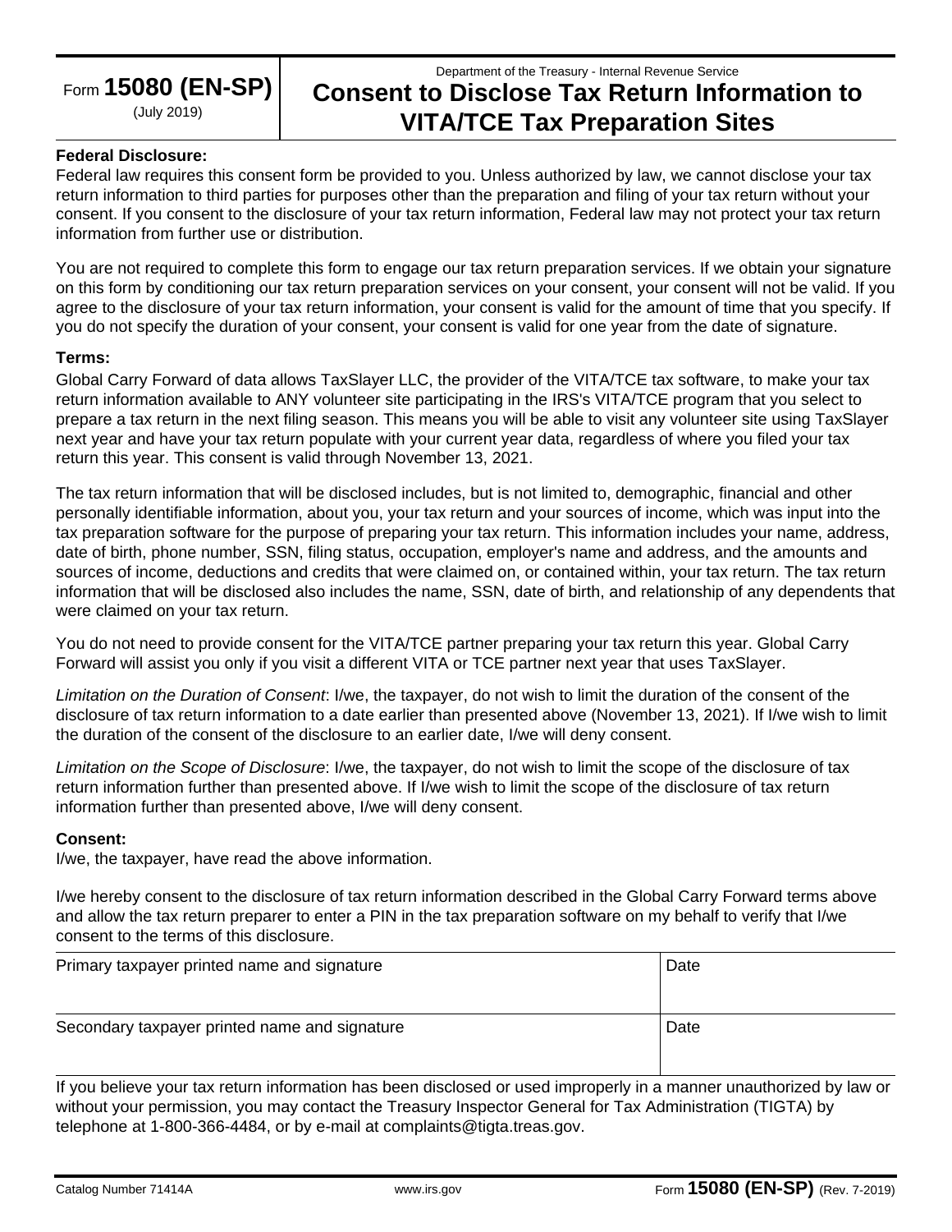Form **15080 (EN-SP)**
(July 2019)

Department of the Treasury - Internal Revenue Service

# Consent to Disclose Tax Return Information to VITA/TCE Tax Preparation Sites

**Federal Disclosure:**

Federal law requires this consent form be provided to you. Unless authorized by law, we cannot disclose your tax return information to third parties for purposes other than the preparation and filing of your tax return without your consent. If you consent to the disclosure of your tax return information, Federal law may not protect your tax return information from further use or distribution.

You are not required to complete this form to engage our tax return preparation services. If we obtain your signature on this form by conditioning our tax return preparation services on your consent, your consent will not be valid. If you agree to the disclosure of your tax return information, your consent is valid for the amount of time that you specify. If you do not specify the duration of your consent, your consent is valid for one year from the date of signature.

**Terms:**

Global Carry Forward of data allows TaxSlayer LLC, the provider of the VITA/TCE tax software, to make your tax return information available to ANY volunteer site participating in the IRS's VITA/TCE program that you select to prepare a tax return in the next filing season. This means you will be able to visit any volunteer site using TaxSlayer next year and have your tax return populate with your current year data, regardless of where you filed your tax return this year. This consent is valid through November 13, 2021.

The tax return information that will be disclosed includes, but is not limited to, demographic, financial and other personally identifiable information, about you, your tax return and your sources of income, which was input into the tax preparation software for the purpose of preparing your tax return. This information includes your name, address, date of birth, phone number, SSN, filing status, occupation, employer's name and address, and the amounts and sources of income, deductions and credits that were claimed on, or contained within, your tax return. The tax return information that will be disclosed also includes the name, SSN, date of birth, and relationship of any dependents that were claimed on your tax return.

You do not need to provide consent for the VITA/TCE partner preparing your tax return this year. Global Carry Forward will assist you only if you visit a different VITA or TCE partner next year that uses TaxSlayer.

*Limitation on the Duration of Consent*: I/we, the taxpayer, do not wish to limit the duration of the consent of the disclosure of tax return information to a date earlier than presented above (November 13, 2021). If I/we wish to limit the duration of the consent of the disclosure to an earlier date, I/we will deny consent.

*Limitation on the Scope of Disclosure*: I/we, the taxpayer, do not wish to limit the scope of the disclosure of tax return information further than presented above. If I/we wish to limit the scope of the disclosure of tax return information further than presented above, I/we will deny consent.

**Consent:**

I/we, the taxpayer, have read the above information.

I/we hereby consent to the disclosure of tax return information described in the Global Carry Forward terms above and allow the tax return preparer to enter a PIN in the tax preparation software on my behalf to verify that I/we consent to the terms of this disclosure.

| | |
|---|---|
| Primary taxpayer printed name and signature | Date |
| Secondary taxpayer printed name and signature | Date |

If you believe your tax return information has been disclosed or used improperly in a manner unauthorized by law or without your permission, you may contact the Treasury Inspector General for Tax Administration (TIGTA) by telephone at 1-800-366-4484, or by e-mail at complaints@tigta.treas.gov.

Catalog Number 71414A | www.irs.gov | Form **15080 (EN-SP)** (Rev. 7-2019)